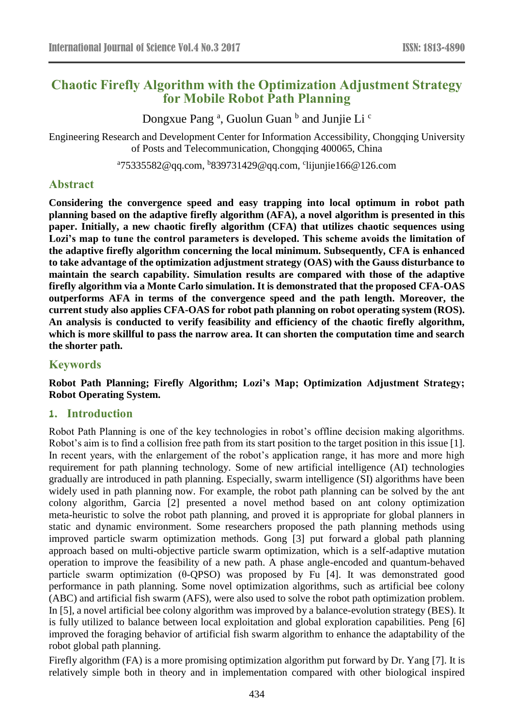# Chaotic Firefly Algorithm with the Optimization Adjustment Strategy for Mobile Robot Path Planning

Dongxue Pang [a], Guolun Guan [b] and Junjie Li [c]

Engineering Research and Development Center for Information Accessibility, Chongqing University of Posts and Telecommunication, Chongqing 400065, China

[a]75335582@qq.com, [b]839731429@qq.com, [c]lijunjie166@126.com

## Abstract

**Considering the convergence speed and easy trapping into local optimum in robot path planning based on the adaptive firefly algorithm (AFA), a novel algorithm is presented in this paper. Initially, a new chaotic firefly algorithm (CFA) that utilizes chaotic sequences using Lozi's map to tune the control parameters is developed. This scheme avoids the limitation of the adaptive firefly algorithm concerning the local minimum. Subsequently, CFA is enhanced to take advantage of the optimization adjustment strategy (OAS) with the Gauss disturbance to maintain the search capability. Simulation results are compared with those of the adaptive firefly algorithm via a Monte Carlo simulation. It is demonstrated that the proposed CFA-OAS outperforms AFA in terms of the convergence speed and the path length. Moreover, the current study also applies CFA-OAS for robot path planning on robot operating system (ROS). An analysis is conducted to verify feasibility and efficiency of the chaotic firefly algorithm, which is more skillful to pass the narrow area. It can shorten the computation time and search the shorter path.**

## Keywords

**Robot Path Planning; Firefly Algorithm; Lozi's Map; Optimization Adjustment Strategy; Robot Operating System.**

## 1. Introduction

Robot Path Planning is one of the key technologies in robot's offline decision making algorithms. Robot's aim is to find a collision free path from its start position to the target position in this issue [1]. In recent years, with the enlargement of the robot's application range, it has more and more high requirement for path planning technology. Some of new artificial intelligence (AI) technologies gradually are introduced in path planning. Especially, swarm intelligence (SI) algorithms have been widely used in path planning now. For example, the robot path planning can be solved by the ant colony algorithm, Garcia [2] presented a novel method based on ant colony optimization meta-heuristic to solve the robot path planning, and proved it is appropriate for global planners in static and dynamic environment. Some researchers proposed the path planning methods using improved particle swarm optimization methods. Gong [3] put forward a global path planning approach based on multi-objective particle swarm optimization, which is a self-adaptive mutation operation to improve the feasibility of a new path. A phase angle-encoded and quantum-behaved particle swarm optimization (θ-QPSO) was proposed by Fu [4]. It was demonstrated good performance in path planning. Some novel optimization algorithms, such as artificial bee colony (ABC) and artificial fish swarm (AFS), were also used to solve the robot path optimization problem. In [5], a novel artificial bee colony algorithm was improved by a balance-evolution strategy (BES). It is fully utilized to balance between local exploitation and global exploration capabilities. Peng [6] improved the foraging behavior of artificial fish swarm algorithm to enhance the adaptability of the robot global path planning.

Firefly algorithm (FA) is a more promising optimization algorithm put forward by Dr. Yang [7]. It is relatively simple both in theory and in implementation compared with other biological inspired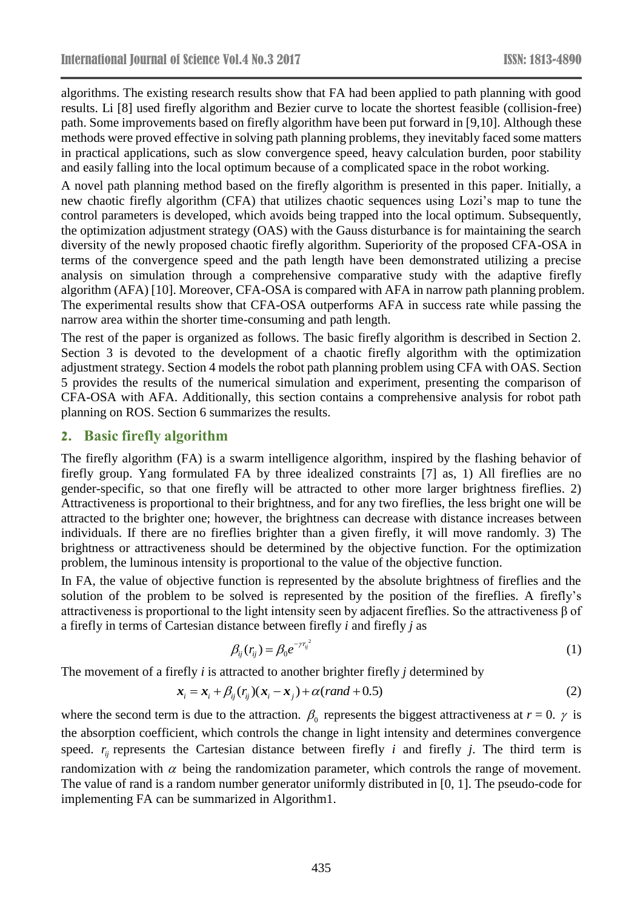algorithms. The existing research results show that FA had been applied to path planning with good results. Li [8] used firefly algorithm and Bezier curve to locate the shortest feasible (collision-free) path. Some improvements based on firefly algorithm have been put forward in [9,10]. Although these methods were proved effective in solving path planning problems, they inevitably faced some matters in practical applications, such as slow convergence speed, heavy calculation burden, poor stability and easily falling into the local optimum because of a complicated space in the robot working.

A novel path planning method based on the firefly algorithm is presented in this paper. Initially, a new chaotic firefly algorithm (CFA) that utilizes chaotic sequences using Lozi's map to tune the control parameters is developed, which avoids being trapped into the local optimum. Subsequently, the optimization adjustment strategy (OAS) with the Gauss disturbance is for maintaining the search diversity of the newly proposed chaotic firefly algorithm. Superiority of the proposed CFA-OSA in terms of the convergence speed and the path length have been demonstrated utilizing a precise analysis on simulation through a comprehensive comparative study with the adaptive firefly algorithm (AFA) [10]. Moreover, CFA-OSA is compared with AFA in narrow path planning problem. The experimental results show that CFA-OSA outperforms AFA in success rate while passing the narrow area within the shorter time-consuming and path length.

The rest of the paper is organized as follows. The basic firefly algorithm is described in Section 2. Section 3 is devoted to the development of a chaotic firefly algorithm with the optimization adjustment strategy. Section 4 models the robot path planning problem using CFA with OAS. Section 5 provides the results of the numerical simulation and experiment, presenting the comparison of CFA-OSA with AFA. Additionally, this section contains a comprehensive analysis for robot path planning on ROS. Section 6 summarizes the results.

## 2. Basic firefly algorithm

The firefly algorithm (FA) is a swarm intelligence algorithm, inspired by the flashing behavior of firefly group. Yang formulated FA by three idealized constraints [7] as, 1) All fireflies are no gender-specific, so that one firefly will be attracted to other more larger brightness fireflies. 2) Attractiveness is proportional to their brightness, and for any two fireflies, the less bright one will be attracted to the brighter one; however, the brightness can decrease with distance increases between individuals. If there are no fireflies brighter than a given firefly, it will move randomly. 3) The brightness or attractiveness should be determined by the objective function. For the optimization problem, the luminous intensity is proportional to the value of the objective function.

In FA, the value of objective function is represented by the absolute brightness of fireflies and the solution of the problem to be solved is represented by the position of the fireflies. A firefly's attractiveness is proportional to the light intensity seen by adjacent fireflies. So the attractiveness β of a firefly in terms of Cartesian distance between firefly *i* and firefly *j* as

$$\beta_{ij}(r_{ij}) = \beta_0 e^{-\gamma r_{ij}^2} \tag{1}$$

The movement of a firefly *i* is attracted to another brighter firefly *j* determined by

$$\boldsymbol{x}_i = \boldsymbol{x}_i + \beta_{ij}(r_{ij})(\boldsymbol{x}_i - \boldsymbol{x}_j) + \alpha(rand + 0.5) \tag{2}$$

where the second term is due to the attraction. $\beta_0$ represents the biggest attractiveness at $r = 0$. $\gamma$ is the absorption coefficient, which controls the change in light intensity and determines convergence speed. $r_{ij}$ represents the Cartesian distance between firefly *i* and firefly *j*. The third term is randomization with $\alpha$ being the randomization parameter, which controls the range of movement. The value of rand is a random number generator uniformly distributed in [0, 1]. The pseudo-code for implementing FA can be summarized in Algorithm1.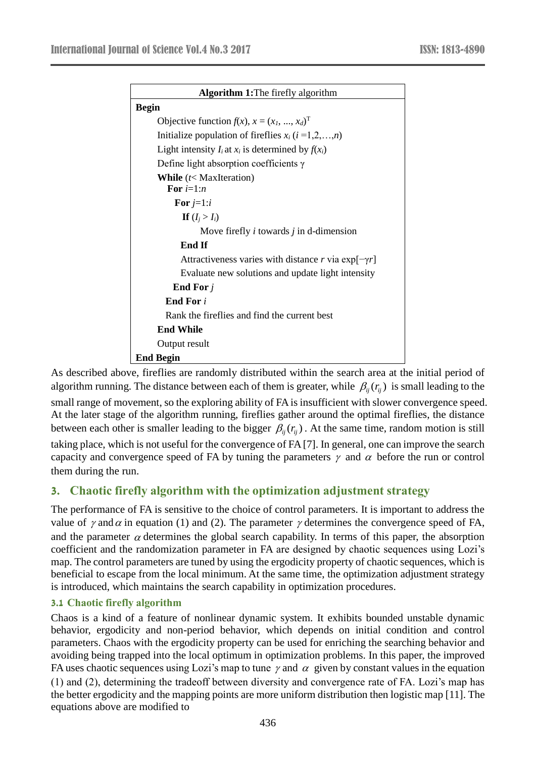**Algorithm 1:** The firefly algorithm

```
Begin
    Objective function f(x), x = (x1, ..., xd)^T
    Initialize population of fireflies xi (i =1,2,…,n)
    Light intensity Ii at xi is determined by f(xi)
    Define light absorption coefficients γ
    While (t< MaxIteration)
      For i=1:n
        For j=1:i
          If (Ij > Ii)
              Move firefly i towards j in d-dimension
          End If
          Attractiveness varies with distance r via exp[−γr]
          Evaluate new solutions and update light intensity
        End For j
      End For i
      Rank the fireflies and find the current best
    End While
    Output result
End Begin
```

As described above, fireflies are randomly distributed within the search area at the initial period of algorithm running. The distance between each of them is greater, while $\beta_{ij}(r_{ij})$ is small leading to the small range of movement, so the exploring ability of FA is insufficient with slower convergence speed. At the later stage of the algorithm running, fireflies gather around the optimal fireflies, the distance between each other is smaller leading to the bigger $\beta_{ij}(r_{ij})$. At the same time, random motion is still taking place, which is not useful for the convergence of FA [7]. In general, one can improve the search capacity and convergence speed of FA by tuning the parameters $\gamma$ and $\alpha$ before the run or control them during the run.

## 3. Chaotic firefly algorithm with the optimization adjustment strategy

The performance of FA is sensitive to the choice of control parameters. It is important to address the value of $\gamma$ and $\alpha$ in equation (1) and (2). The parameter $\gamma$ determines the convergence speed of FA, and the parameter $\alpha$ determines the global search capability. In terms of this paper, the absorption coefficient and the randomization parameter in FA are designed by chaotic sequences using Lozi's map. The control parameters are tuned by using the ergodicity property of chaotic sequences, which is beneficial to escape from the local minimum. At the same time, the optimization adjustment strategy is introduced, which maintains the search capability in optimization procedures.

### 3.1 Chaotic firefly algorithm

Chaos is a kind of a feature of nonlinear dynamic system. It exhibits bounded unstable dynamic behavior, ergodicity and non-period behavior, which depends on initial condition and control parameters. Chaos with the ergodicity property can be used for enriching the searching behavior and avoiding being trapped into the local optimum in optimization problems. In this paper, the improved FA uses chaotic sequences using Lozi's map to tune $\gamma$ and $\alpha$ given by constant values in the equation (1) and (2), determining the tradeoff between diversity and convergence rate of FA. Lozi's map has the better ergodicity and the mapping points are more uniform distribution then logistic map [11]. The equations above are modified to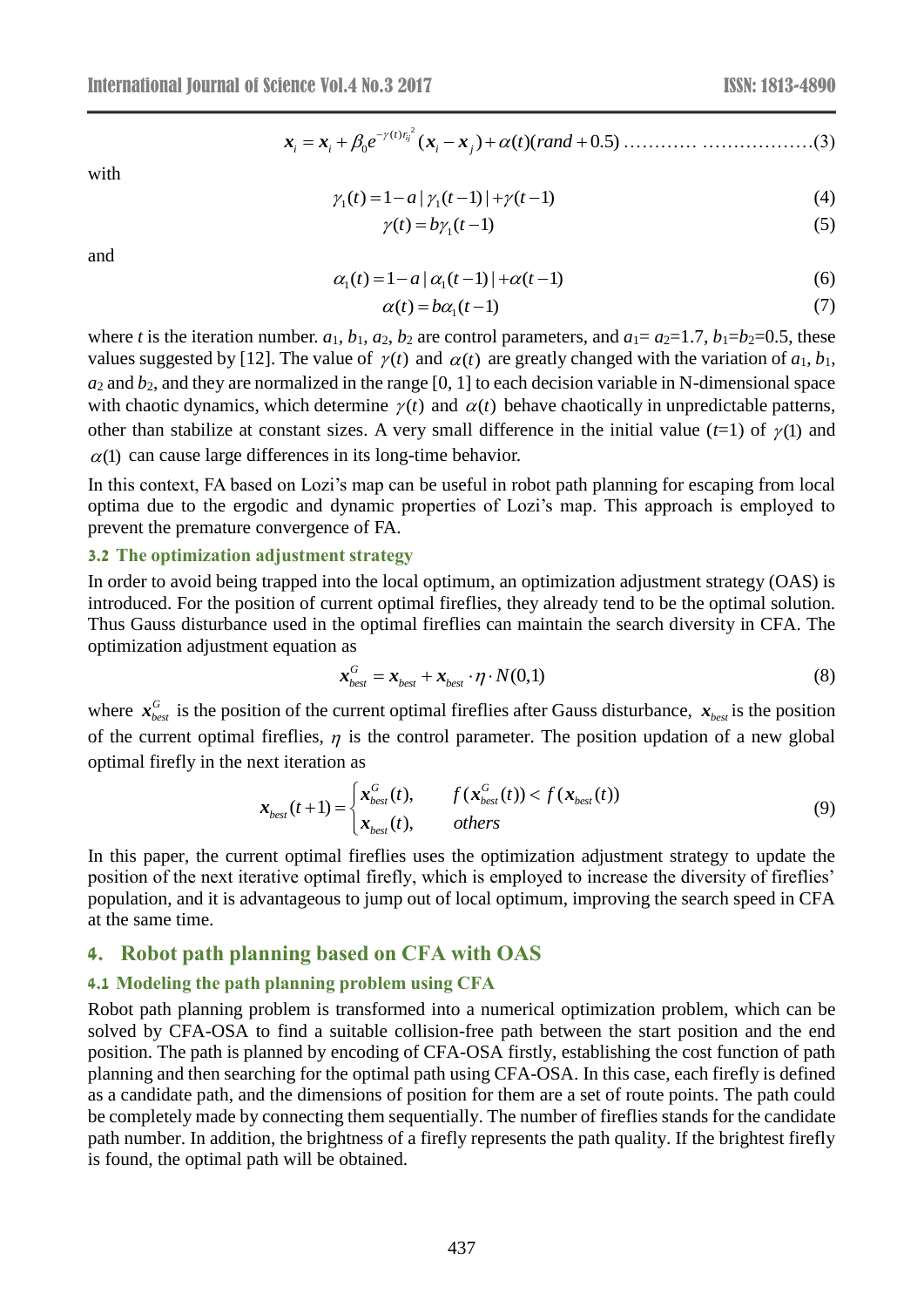$$\boldsymbol{x}_i = \boldsymbol{x}_i + \beta_0 e^{-\gamma(t) r_{ij}^2}(\boldsymbol{x}_i - \boldsymbol{x}_j) + \alpha(t)(rand + 0.5) \quad (3)$$

with

$$\gamma_1(t) = 1 - a\,|\gamma_1(t-1)| + \gamma(t-1) \quad (4)$$

$$\gamma(t) = b\gamma_1(t-1) \quad (5)$$

and

$$\alpha_1(t) = 1 - a\,|\alpha_1(t-1)| + \alpha(t-1) \quad (6)$$

$$\alpha(t) = b\alpha_1(t-1) \quad (7)$$

where $t$ is the iteration number. $a_1$, $b_1$, $a_2$, $b_2$ are control parameters, and $a_1 = a_2 = 1.7$, $b_1 = b_2 = 0.5$, these values suggested by [12]. The value of $\gamma(t)$ and $\alpha(t)$ are greatly changed with the variation of $a_1$, $b_1$, $a_2$ and $b_2$, and they are normalized in the range [0, 1] to each decision variable in N-dimensional space with chaotic dynamics, which determine $\gamma(t)$ and $\alpha(t)$ behave chaotically in unpredictable patterns, other than stabilize at constant sizes. A very small difference in the initial value ($t$=1) of $\gamma(1)$ and $\alpha(1)$ can cause large differences in its long-time behavior.

In this context, FA based on Lozi's map can be useful in robot path planning for escaping from local optima due to the ergodic and dynamic properties of Lozi's map. This approach is employed to prevent the premature convergence of FA.

### 3.2 The optimization adjustment strategy

In order to avoid being trapped into the local optimum, an optimization adjustment strategy (OAS) is introduced. For the position of current optimal fireflies, they already tend to be the optimal solution. Thus Gauss disturbance used in the optimal fireflies can maintain the search diversity in CFA. The optimization adjustment equation as

$$\boldsymbol{x}_{best}^{G} = \boldsymbol{x}_{best} + \boldsymbol{x}_{best} \cdot \eta \cdot N(0,1) \quad (8)$$

where $\boldsymbol{x}_{best}^{G}$ is the position of the current optimal fireflies after Gauss disturbance, $\boldsymbol{x}_{best}$ is the position of the current optimal fireflies, $\eta$ is the control parameter. The position updation of a new global optimal firefly in the next iteration as

$$\boldsymbol{x}_{best}(t+1) = \begin{cases} \boldsymbol{x}_{best}^{G}(t), & f(\boldsymbol{x}_{best}^{G}(t)) < f(\boldsymbol{x}_{best}(t)) \\ \boldsymbol{x}_{best}(t), & others \end{cases} \quad (9)$$

In this paper, the current optimal fireflies uses the optimization adjustment strategy to update the position of the next iterative optimal firefly, which is employed to increase the diversity of fireflies' population, and it is advantageous to jump out of local optimum, improving the search speed in CFA at the same time.

## 4. Robot path planning based on CFA with OAS

### 4.1 Modeling the path planning problem using CFA

Robot path planning problem is transformed into a numerical optimization problem, which can be solved by CFA-OSA to find a suitable collision-free path between the start position and the end position. The path is planned by encoding of CFA-OSA firstly, establishing the cost function of path planning and then searching for the optimal path using CFA-OSA. In this case, each firefly is defined as a candidate path, and the dimensions of position for them are a set of route points. The path could be completely made by connecting them sequentially. The number of fireflies stands for the candidate path number. In addition, the brightness of a firefly represents the path quality. If the brightest firefly is found, the optimal path will be obtained.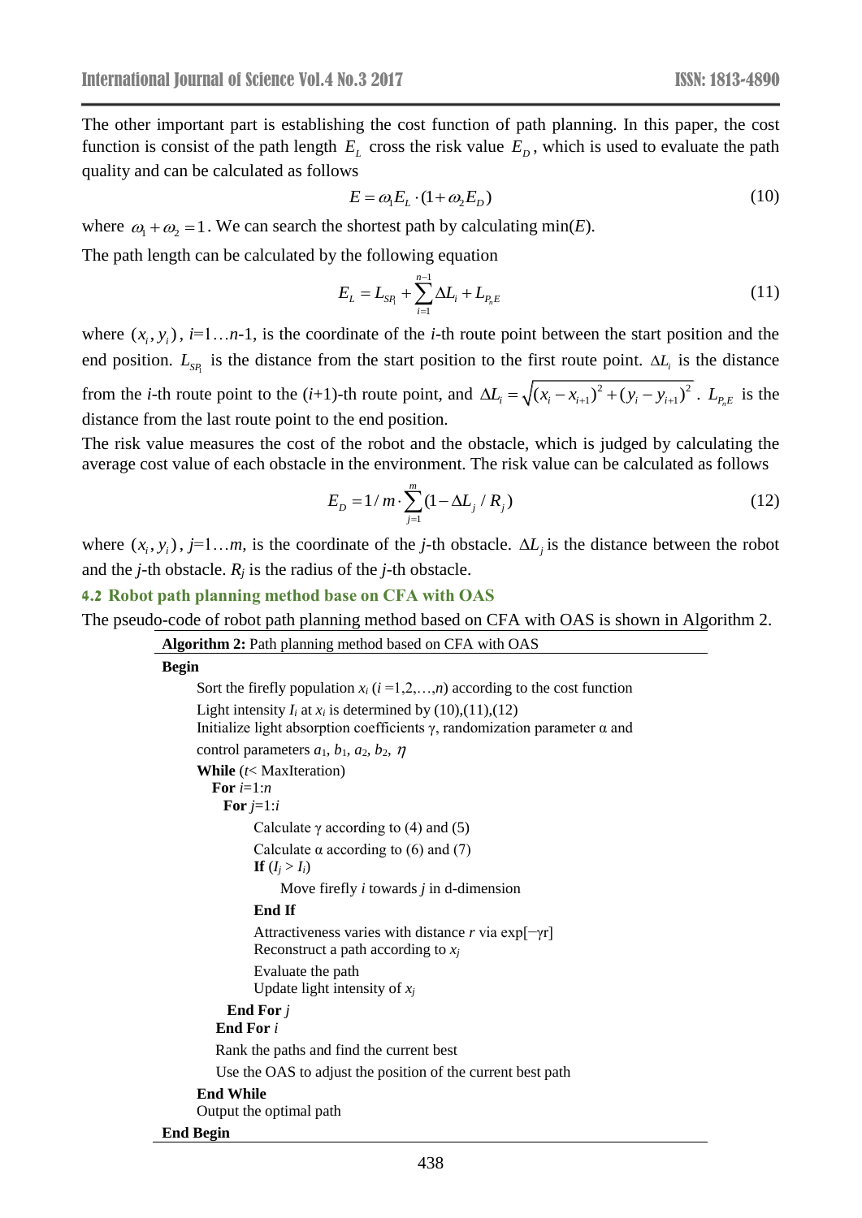The other important part is establishing the cost function of path planning. In this paper, the cost function is consist of the path length $E_L$ cross the risk value $E_D$, which is used to evaluate the path quality and can be calculated as follows

$$E = \omega_1 E_L \cdot (1 + \omega_2 E_D) \tag{10}$$

where $\omega_1 + \omega_2 = 1$. We can search the shortest path by calculating min($E$).

The path length can be calculated by the following equation

$$E_L = L_{SP_1} + \sum_{i=1}^{n-1} \Delta L_i + L_{P_n E} \tag{11}$$

where $(x_i, y_i)$, $i$=1…$n$-1, is the coordinate of the $i$-th route point between the start position and the end position. $L_{SP_1}$ is the distance from the start position to the first route point. $\Delta L_i$ is the distance from the $i$-th route point to the ($i$+1)-th route point, and $\Delta L_i = \sqrt{(x_i - x_{i+1})^2 + (y_i - y_{i+1})^2}$. $L_{P_n E}$ is the distance from the last route point to the end position.

The risk value measures the cost of the robot and the obstacle, which is judged by calculating the average cost value of each obstacle in the environment. The risk value can be calculated as follows

$$E_D = 1/m \cdot \sum_{j=1}^{m} (1 - \Delta L_j / R_j) \tag{12}$$

where $(x_i, y_i)$, $j$=1…$m$, is the coordinate of the $j$-th obstacle. $\Delta L_j$ is the distance between the robot and the $j$-th obstacle. $R_j$ is the radius of the $j$-th obstacle.

### 4.2 Robot path planning method base on CFA with OAS

The pseudo-code of robot path planning method based on CFA with OAS is shown in Algorithm 2.

**Algorithm 2:** Path planning method based on CFA with OAS

```
Begin
    Sort the firefly population x_i (i =1,2,…,n) according to the cost function
    Light intensity I_i at x_i is determined by (10),(11),(12)
    Initialize light absorption coefficients γ, randomization parameter α and
    control parameters a_1, b_1, a_2, b_2, η
    While (t< MaxIteration)
      For i=1:n
        For j=1:i
            Calculate γ according to (4) and (5)
            Calculate α according to (6) and (7)
            If (I_j > I_i)
                Move firefly i towards j in d-dimension
            End If
            Attractiveness varies with distance r via exp[−γr]
            Reconstruct a path according to x_j
            Evaluate the path
            Update light intensity of x_j
        End For j
      End For i
      Rank the paths and find the current best
      Use the OAS to adjust the position of the current best path
    End While
    Output the optimal path
End Begin
```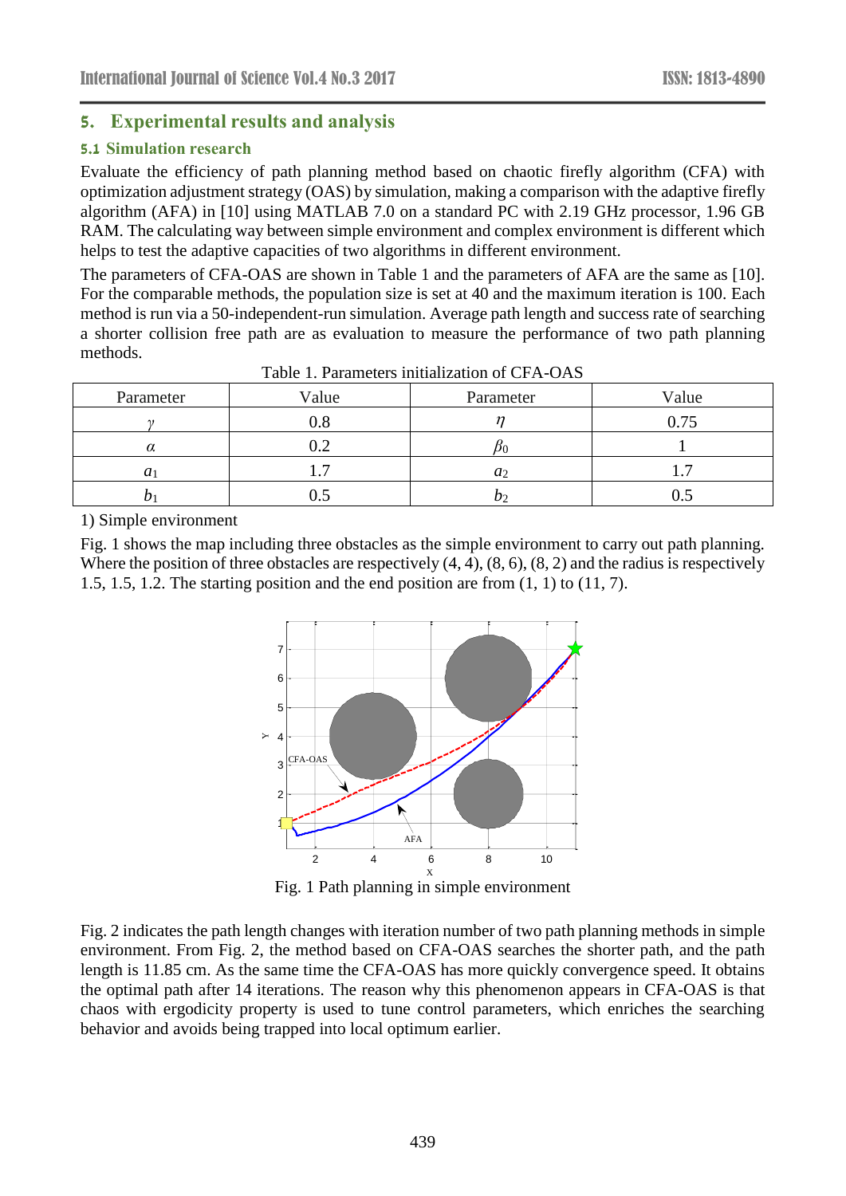## 5. Experimental results and analysis

### 5.1 Simulation research

Evaluate the efficiency of path planning method based on chaotic firefly algorithm (CFA) with optimization adjustment strategy (OAS) by simulation, making a comparison with the adaptive firefly algorithm (AFA) in [10] using MATLAB 7.0 on a standard PC with 2.19 GHz processor, 1.96 GB RAM. The calculating way between simple environment and complex environment is different which helps to test the adaptive capacities of two algorithms in different environment.

The parameters of CFA-OAS are shown in Table 1 and the parameters of AFA are the same as [10]. For the comparable methods, the population size is set at 40 and the maximum iteration is 100. Each method is run via a 50-independent-run simulation. Average path length and success rate of searching a shorter collision free path are as evaluation to measure the performance of two path planning methods.

Table 1. Parameters initialization of CFA-OAS

| Parameter | Value | Parameter | Value |
|---|---|---|---|
| $\gamma$ | 0.8 | $\eta$ | 0.75 |
| $\alpha$ | 0.2 | $\beta_0$ | 1 |
| $a_1$ | 1.7 | $a_2$ | 1.7 |
| $b_1$ | 0.5 | $b_2$ | 0.5 |

1) Simple environment

Fig. 1 shows the map including three obstacles as the simple environment to carry out path planning. Where the position of three obstacles are respectively (4, 4), (8, 6), (8, 2) and the radius is respectively 1.5, 1.5, 1.2. The starting position and the end position are from (1, 1) to (11, 7).

Fig. 1 Path planning in simple environment

Fig. 2 indicates the path length changes with iteration number of two path planning methods in simple environment. From Fig. 2, the method based on CFA-OAS searches the shorter path, and the path length is 11.85 cm. As the same time the CFA-OAS has more quickly convergence speed. It obtains the optimal path after 14 iterations. The reason why this phenomenon appears in CFA-OAS is that chaos with ergodicity property is used to tune control parameters, which enriches the searching behavior and avoids being trapped into local optimum earlier.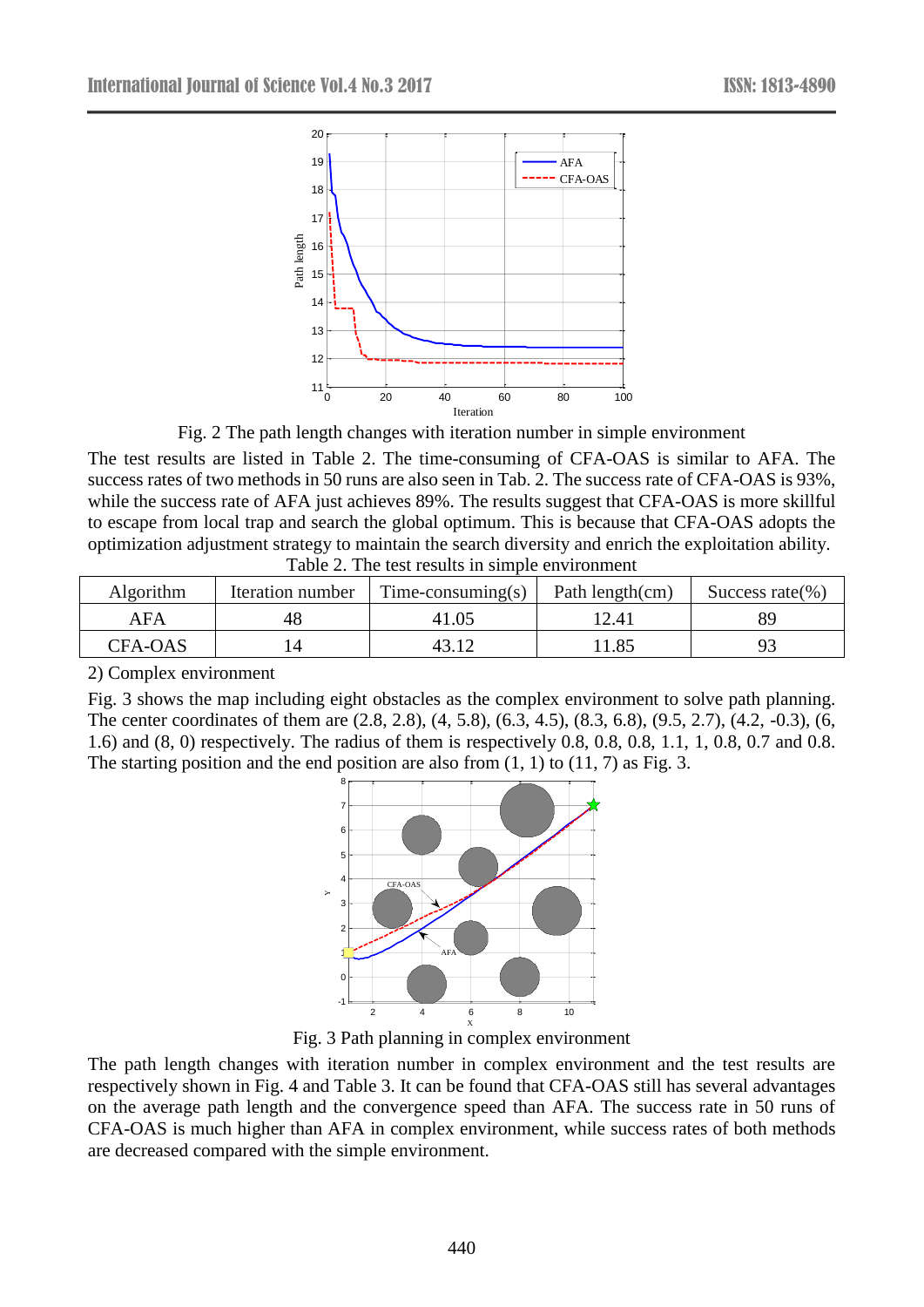Fig. 2 The path length changes with iteration number in simple environment

The test results are listed in Table 2. The time-consuming of CFA-OAS is similar to AFA. The success rates of two methods in 50 runs are also seen in Tab. 2. The success rate of CFA-OAS is 93%, while the success rate of AFA just achieves 89%. The results suggest that CFA-OAS is more skillful to escape from local trap and search the global optimum. This is because that CFA-OAS adopts the optimization adjustment strategy to maintain the search diversity and enrich the exploitation ability.

Table 2. The test results in simple environment

| Algorithm | Iteration number | Time-consuming(s) | Path length(cm) | Success rate(%) |
|---|---|---|---|---|
| AFA | 48 | 41.05 | 12.41 | 89 |
| CFA-OAS | 14 | 43.12 | 11.85 | 93 |

2) Complex environment

Fig. 3 shows the map including eight obstacles as the complex environment to solve path planning. The center coordinates of them are (2.8, 2.8), (4, 5.8), (6.3, 4.5), (8.3, 6.8), (9.5, 2.7), (4.2, -0.3), (6, 1.6) and (8, 0) respectively. The radius of them is respectively 0.8, 0.8, 0.8, 1.1, 1, 0.8, 0.7 and 0.8. The starting position and the end position are also from (1, 1) to (11, 7) as Fig. 3.

Fig. 3 Path planning in complex environment

The path length changes with iteration number in complex environment and the test results are respectively shown in Fig. 4 and Table 3. It can be found that CFA-OAS still has several advantages on the average path length and the convergence speed than AFA. The success rate in 50 runs of CFA-OAS is much higher than AFA in complex environment, while success rates of both methods are decreased compared with the simple environment.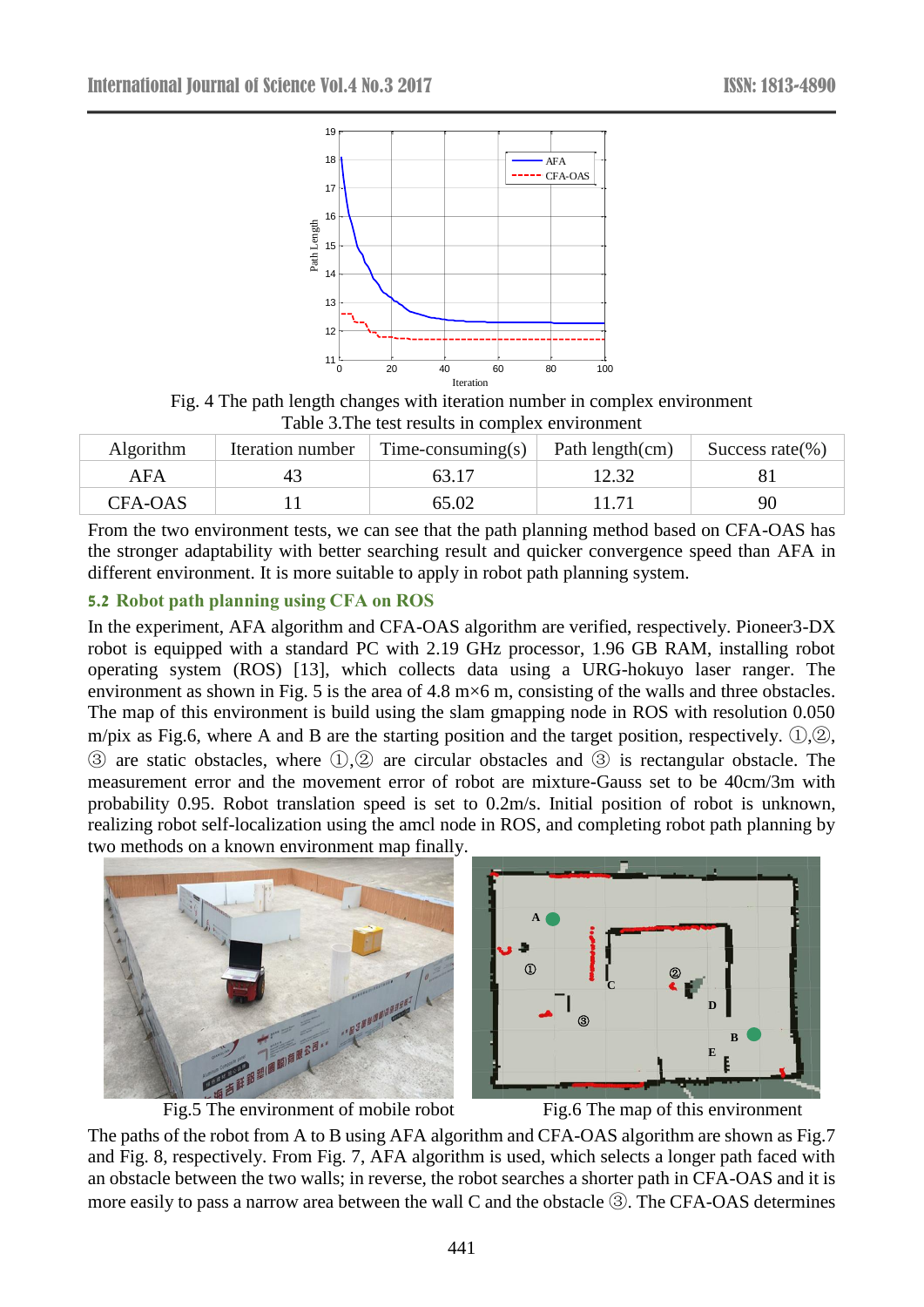Fig. 4 The path length changes with iteration number in complex environment

Table 3.The test results in complex environment

| Algorithm | Iteration number | Time-consuming(s) | Path length(cm) | Success rate(%) |
|---|---|---|---|---|
| AFA | 43 | 63.17 | 12.32 | 81 |
| CFA-OAS | 11 | 65.02 | 11.71 | 90 |

From the two environment tests, we can see that the path planning method based on CFA-OAS has the stronger adaptability with better searching result and quicker convergence speed than AFA in different environment. It is more suitable to apply in robot path planning system.

### 5.2 Robot path planning using CFA on ROS

In the experiment, AFA algorithm and CFA-OAS algorithm are verified, respectively. Pioneer3-DX robot is equipped with a standard PC with 2.19 GHz processor, 1.96 GB RAM, installing robot operating system (ROS) [13], which collects data using a URG-hokuyo laser ranger. The environment as shown in Fig. 5 is the area of 4.8 m×6 m, consisting of the walls and three obstacles. The map of this environment is build using the slam gmapping node in ROS with resolution 0.050 m/pix as Fig.6, where A and B are the starting position and the target position, respectively. ①,②, ③ are static obstacles, where ①,② are circular obstacles and ③ is rectangular obstacle. The measurement error and the movement error of robot are mixture-Gauss set to be 40cm/3m with probability 0.95. Robot translation speed is set to 0.2m/s. Initial position of robot is unknown, realizing robot self-localization using the amcl node in ROS, and completing robot path planning by two methods on a known environment map finally.

Fig.5 The environment of mobile robot

Fig.6 The map of this environment

The paths of the robot from A to B using AFA algorithm and CFA-OAS algorithm are shown as Fig.7 and Fig. 8, respectively. From Fig. 7, AFA algorithm is used, which selects a longer path faced with an obstacle between the two walls; in reverse, the robot searches a shorter path in CFA-OAS and it is more easily to pass a narrow area between the wall C and the obstacle ③. The CFA-OAS determines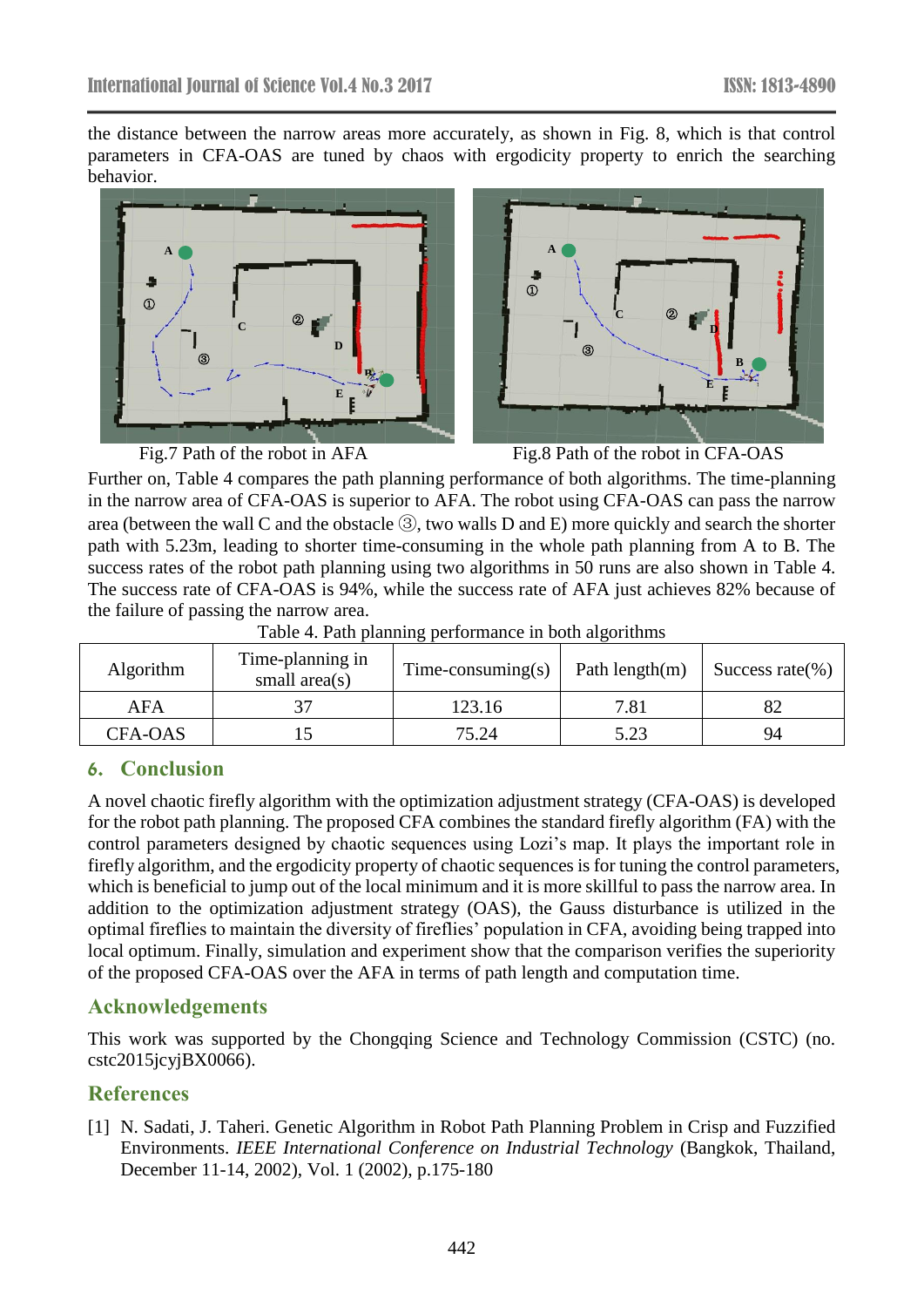the distance between the narrow areas more accurately, as shown in Fig. 8, which is that control parameters in CFA-OAS are tuned by chaos with ergodicity property to enrich the searching behavior.

Fig.7 Path of the robot in AFA

Fig.8 Path of the robot in CFA-OAS

Further on, Table 4 compares the path planning performance of both algorithms. The time-planning in the narrow area of CFA-OAS is superior to AFA. The robot using CFA-OAS can pass the narrow area (between the wall C and the obstacle ③, two walls D and E) more quickly and search the shorter path with 5.23m, leading to shorter time-consuming in the whole path planning from A to B. The success rates of the robot path planning using two algorithms in 50 runs are also shown in Table 4. The success rate of CFA-OAS is 94%, while the success rate of AFA just achieves 82% because of the failure of passing the narrow area.

Table 4. Path planning performance in both algorithms

| Algorithm | Time-planning in small area(s) | Time-consuming(s) | Path length(m) | Success rate(%) |
|---|---|---|---|---|
| AFA | 37 | 123.16 | 7.81 | 82 |
| CFA-OAS | 15 | 75.24 | 5.23 | 94 |

## 6. Conclusion

A novel chaotic firefly algorithm with the optimization adjustment strategy (CFA-OAS) is developed for the robot path planning. The proposed CFA combines the standard firefly algorithm (FA) with the control parameters designed by chaotic sequences using Lozi's map. It plays the important role in firefly algorithm, and the ergodicity property of chaotic sequences is for tuning the control parameters, which is beneficial to jump out of the local minimum and it is more skillful to pass the narrow area. In addition to the optimization adjustment strategy (OAS), the Gauss disturbance is utilized in the optimal fireflies to maintain the diversity of fireflies' population in CFA, avoiding being trapped into local optimum. Finally, simulation and experiment show that the comparison verifies the superiority of the proposed CFA-OAS over the AFA in terms of path length and computation time.

## Acknowledgements

This work was supported by the Chongqing Science and Technology Commission (CSTC) (no. cstc2015jcyjBX0066).

## References

[1] N. Sadati, J. Taheri. Genetic Algorithm in Robot Path Planning Problem in Crisp and Fuzzified Environments. *IEEE International Conference on Industrial Technology* (Bangkok, Thailand, December 11-14, 2002), Vol. 1 (2002), p.175-180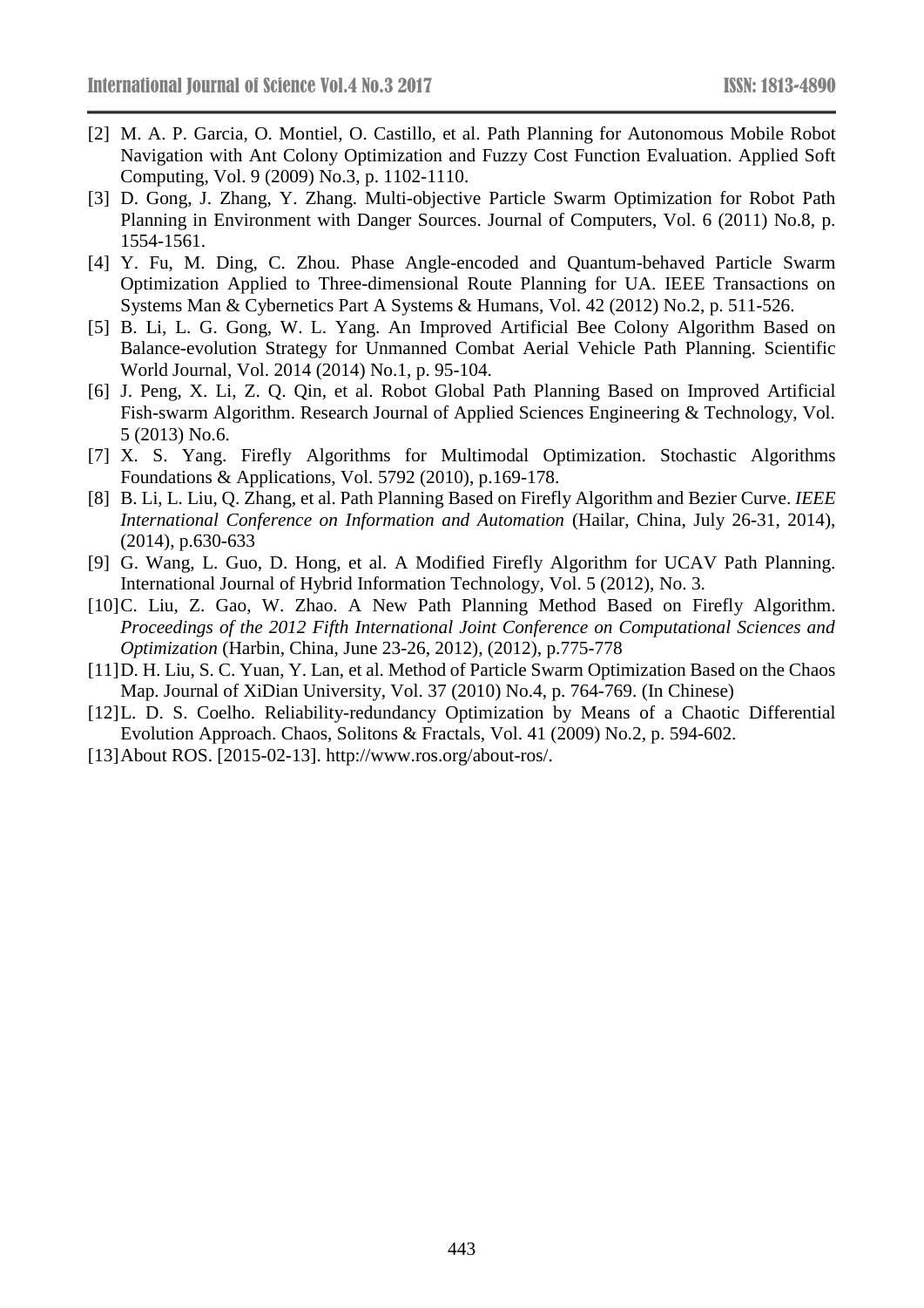[2] M. A. P. Garcia, O. Montiel, O. Castillo, et al. Path Planning for Autonomous Mobile Robot Navigation with Ant Colony Optimization and Fuzzy Cost Function Evaluation. Applied Soft Computing, Vol. 9 (2009) No.3, p. 1102-1110.

[3] D. Gong, J. Zhang, Y. Zhang. Multi-objective Particle Swarm Optimization for Robot Path Planning in Environment with Danger Sources. Journal of Computers, Vol. 6 (2011) No.8, p. 1554-1561.

[4] Y. Fu, M. Ding, C. Zhou. Phase Angle-encoded and Quantum-behaved Particle Swarm Optimization Applied to Three-dimensional Route Planning for UA. IEEE Transactions on Systems Man & Cybernetics Part A Systems & Humans, Vol. 42 (2012) No.2, p. 511-526.

[5] B. Li, L. G. Gong, W. L. Yang. An Improved Artificial Bee Colony Algorithm Based on Balance-evolution Strategy for Unmanned Combat Aerial Vehicle Path Planning. Scientific World Journal, Vol. 2014 (2014) No.1, p. 95-104.

[6] J. Peng, X. Li, Z. Q. Qin, et al. Robot Global Path Planning Based on Improved Artificial Fish-swarm Algorithm. Research Journal of Applied Sciences Engineering & Technology, Vol. 5 (2013) No.6.

[7] X. S. Yang. Firefly Algorithms for Multimodal Optimization. Stochastic Algorithms Foundations & Applications, Vol. 5792 (2010), p.169-178.

[8] B. Li, L. Liu, Q. Zhang, et al. Path Planning Based on Firefly Algorithm and Bezier Curve. *IEEE International Conference on Information and Automation* (Hailar, China, July 26-31, 2014), (2014), p.630-633

[9] G. Wang, L. Guo, D. Hong, et al. A Modified Firefly Algorithm for UCAV Path Planning. International Journal of Hybrid Information Technology, Vol. 5 (2012), No. 3.

[10] C. Liu, Z. Gao, W. Zhao. A New Path Planning Method Based on Firefly Algorithm. *Proceedings of the 2012 Fifth International Joint Conference on Computational Sciences and Optimization* (Harbin, China, June 23-26, 2012), (2012), p.775-778

[11] D. H. Liu, S. C. Yuan, Y. Lan, et al. Method of Particle Swarm Optimization Based on the Chaos Map. Journal of XiDian University, Vol. 37 (2010) No.4, p. 764-769. (In Chinese)

[12] L. D. S. Coelho. Reliability-redundancy Optimization by Means of a Chaotic Differential Evolution Approach. Chaos, Solitons & Fractals, Vol. 41 (2009) No.2, p. 594-602.

[13] About ROS. [2015-02-13]. http://www.ros.org/about-ros/.